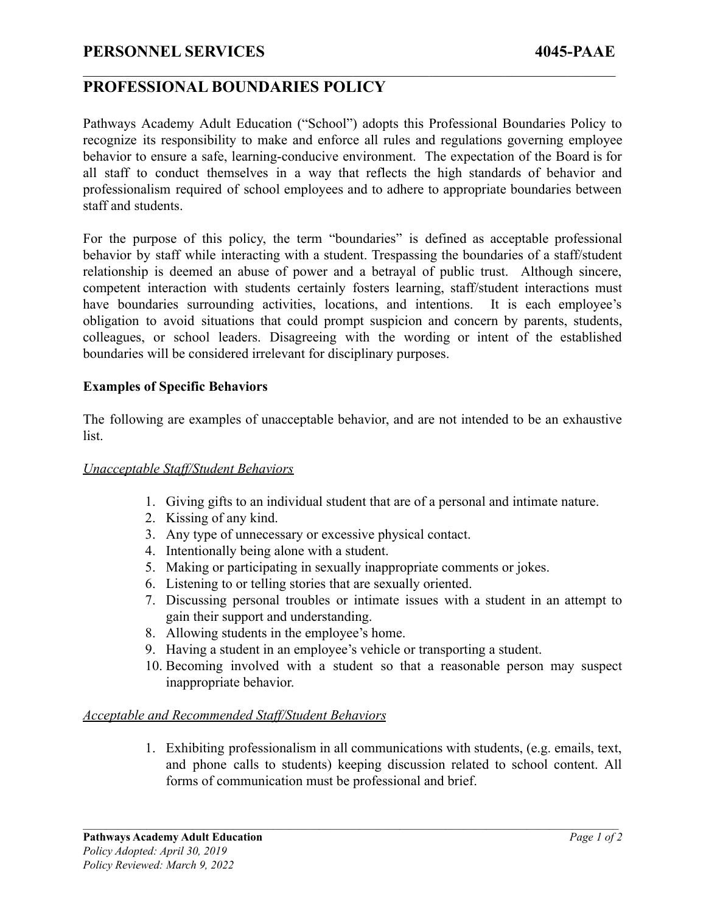**PERSONNEL SERVICES 4045-PAAE**

# PROFESSIONAL BOUNDARIES POLICY

Pathways Academy Adult Education ("School") adopts this Professional Boundaries Policy to recognize its responsibility to make and enforce all rules and regulations governing employee behavior to ensure a safe, learning-conducive environment. The expectation of the Board is for all staff to conduct themselves in a way that reflects the high standards of behavior and professionalism required of school employees and to adhere to appropriate boundaries between staff and students.

For the purpose of this policy, the term "boundaries" is defined as acceptable professional behavior by staff while interacting with a student. Trespassing the boundaries of a staff/student relationship is deemed an abuse of power and a betrayal of public trust. Although sincere, competent interaction with students certainly fosters learning, staff/student interactions must have boundaries surrounding activities, locations, and intentions. It is each employee's obligation to avoid situations that could prompt suspicion and concern by parents, students, colleagues, or school leaders. Disagreeing with the wording or intent of the established boundaries will be considered irrelevant for disciplinary purposes.

**Examples of Specific Behaviors**

The following are examples of unacceptable behavior, and are not intended to be an exhaustive list.

*Unacceptable Staff/Student Behaviors*

1. Giving gifts to an individual student that are of a personal and intimate nature.
2. Kissing of any kind.
3. Any type of unnecessary or excessive physical contact.
4. Intentionally being alone with a student.
5. Making or participating in sexually inappropriate comments or jokes.
6. Listening to or telling stories that are sexually oriented.
7. Discussing personal troubles or intimate issues with a student in an attempt to gain their support and understanding.
8. Allowing students in the employee's home.
9. Having a student in an employee's vehicle or transporting a student.
10. Becoming involved with a student so that a reasonable person may suspect inappropriate behavior.

*Acceptable and Recommended Staff/Student Behaviors*

1. Exhibiting professionalism in all communications with students, (e.g. emails, text, and phone calls to students) keeping discussion related to school content. All forms of communication must be professional and brief.

**Pathways Academy Adult Education**
*Policy Adopted: April 30, 2019*
*Policy Reviewed: March 9, 2022*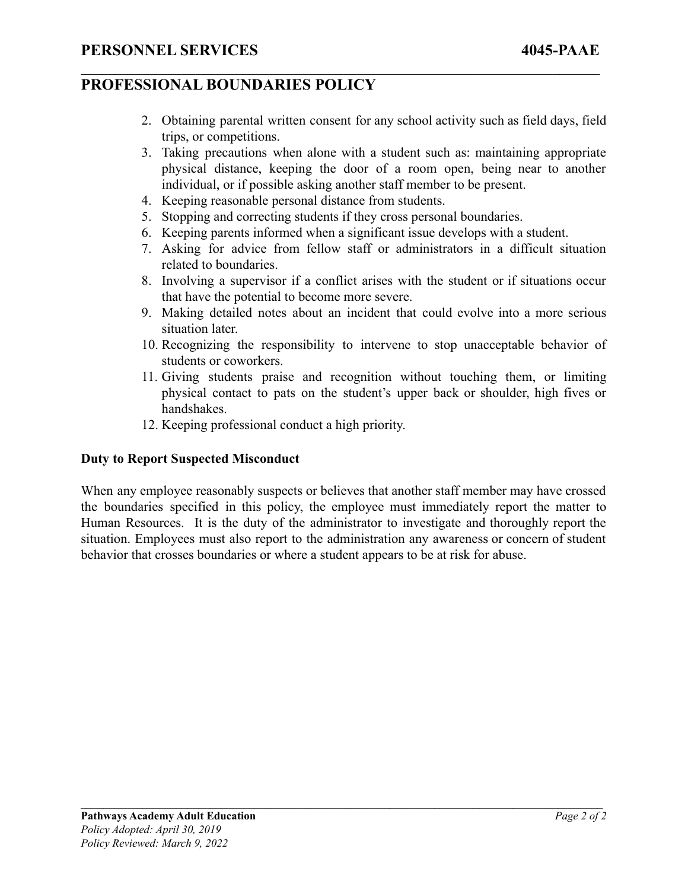2. Obtaining parental written consent for any school activity such as field days, field trips, or competitions.
3. Taking precautions when alone with a student such as: maintaining appropriate physical distance, keeping the door of a room open, being near to another individual, or if possible asking another staff member to be present.
4. Keeping reasonable personal distance from students.
5. Stopping and correcting students if they cross personal boundaries.
6. Keeping parents informed when a significant issue develops with a student.
7. Asking for advice from fellow staff or administrators in a difficult situation related to boundaries.
8. Involving a supervisor if a conflict arises with the student or if situations occur that have the potential to become more severe.
9. Making detailed notes about an incident that could evolve into a more serious situation later.
10. Recognizing the responsibility to intervene to stop unacceptable behavior of students or coworkers.
11. Giving students praise and recognition without touching them, or limiting physical contact to pats on the student's upper back or shoulder, high fives or handshakes.
12. Keeping professional conduct a high priority.

**Duty to Report Suspected Misconduct**

When any employee reasonably suspects or believes that another staff member may have crossed the boundaries specified in this policy, the employee must immediately report the matter to Human Resources. It is the duty of the administrator to investigate and thoroughly report the situation. Employees must also report to the administration any awareness or concern of student behavior that crosses boundaries or where a student appears to be at risk for abuse.